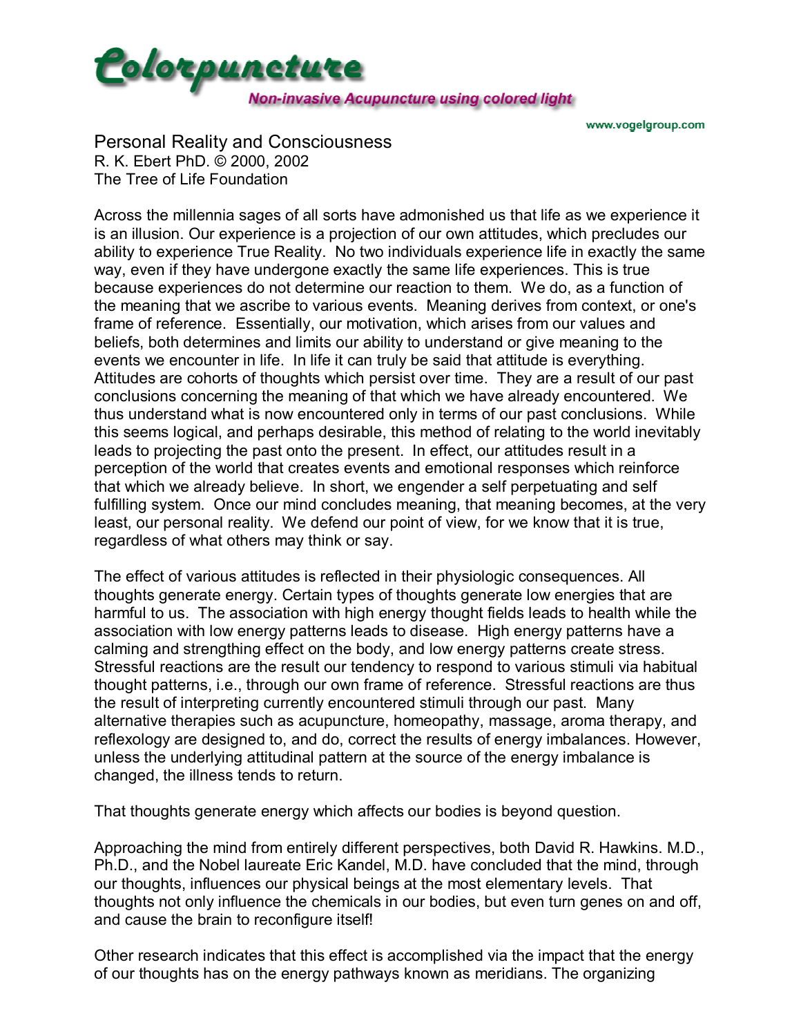# Colorpuncture

*Non-invasive Acupuncture using colored light*

www.vogelgroup.com

## Personal Reality and Consciousness

R. K. Ebert PhD. © 2000, 2002
The Tree of Life Foundation

Across the millennia sages of all sorts have admonished us that life as we experience it is an illusion. Our experience is a projection of our own attitudes, which precludes our ability to experience True Reality. No two individuals experience life in exactly the same way, even if they have undergone exactly the same life experiences. This is true because experiences do not determine our reaction to them. We do, as a function of the meaning that we ascribe to various events. Meaning derives from context, or one's frame of reference. Essentially, our motivation, which arises from our values and beliefs, both determines and limits our ability to understand or give meaning to the events we encounter in life. In life it can truly be said that attitude is everything. Attitudes are cohorts of thoughts which persist over time. They are a result of our past conclusions concerning the meaning of that which we have already encountered. We thus understand what is now encountered only in terms of our past conclusions. While this seems logical, and perhaps desirable, this method of relating to the world inevitably leads to projecting the past onto the present. In effect, our attitudes result in a perception of the world that creates events and emotional responses which reinforce that which we already believe. In short, we engender a self perpetuating and self fulfilling system. Once our mind concludes meaning, that meaning becomes, at the very least, our personal reality. We defend our point of view, for we know that it is true, regardless of what others may think or say.

The effect of various attitudes is reflected in their physiologic consequences. All thoughts generate energy. Certain types of thoughts generate low energies that are harmful to us. The association with high energy thought fields leads to health while the association with low energy patterns leads to disease. High energy patterns have a calming and strengthing effect on the body, and low energy patterns create stress. Stressful reactions are the result our tendency to respond to various stimuli via habitual thought patterns, i.e., through our own frame of reference. Stressful reactions are thus the result of interpreting currently encountered stimuli through our past. Many alternative therapies such as acupuncture, homeopathy, massage, aroma therapy, and reflexology are designed to, and do, correct the results of energy imbalances. However, unless the underlying attitudinal pattern at the source of the energy imbalance is changed, the illness tends to return.

That thoughts generate energy which affects our bodies is beyond question.

Approaching the mind from entirely different perspectives, both David R. Hawkins. M.D., Ph.D., and the Nobel laureate Eric Kandel, M.D. have concluded that the mind, through our thoughts, influences our physical beings at the most elementary levels. That thoughts not only influence the chemicals in our bodies, but even turn genes on and off, and cause the brain to reconfigure itself!

Other research indicates that this effect is accomplished via the impact that the energy of our thoughts has on the energy pathways known as meridians. The organizing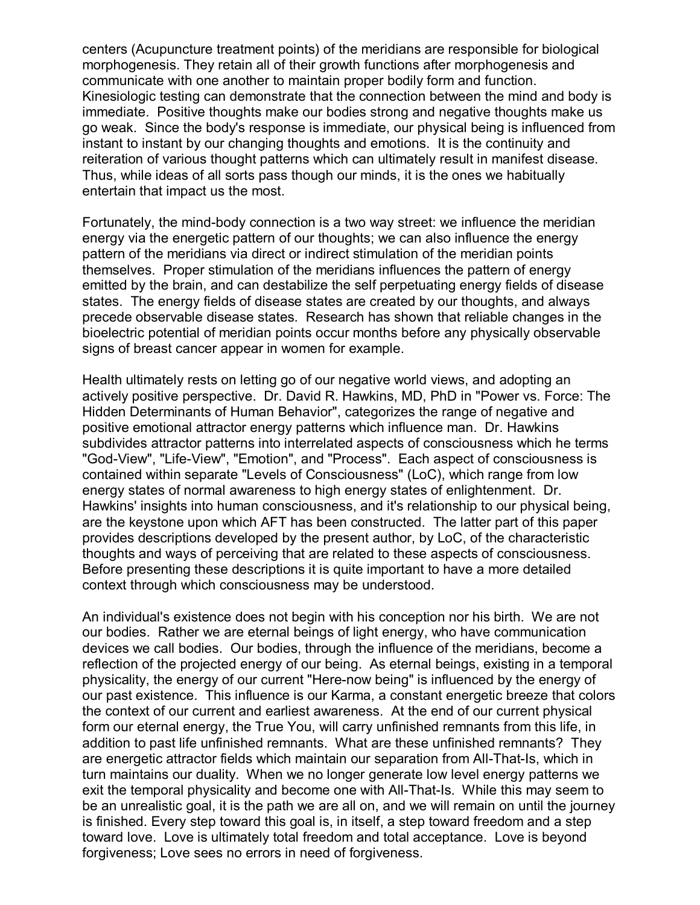centers (Acupuncture treatment points) of the meridians are responsible for biological morphogenesis. They retain all of their growth functions after morphogenesis and communicate with one another to maintain proper bodily form and function. Kinesiologic testing can demonstrate that the connection between the mind and body is immediate. Positive thoughts make our bodies strong and negative thoughts make us go weak. Since the body's response is immediate, our physical being is influenced from instant to instant by our changing thoughts and emotions. It is the continuity and reiteration of various thought patterns which can ultimately result in manifest disease. Thus, while ideas of all sorts pass though our minds, it is the ones we habitually entertain that impact us the most.

Fortunately, the mind-body connection is a two way street: we influence the meridian energy via the energetic pattern of our thoughts; we can also influence the energy pattern of the meridians via direct or indirect stimulation of the meridian points themselves. Proper stimulation of the meridians influences the pattern of energy emitted by the brain, and can destabilize the self perpetuating energy fields of disease states. The energy fields of disease states are created by our thoughts, and always precede observable disease states. Research has shown that reliable changes in the bioelectric potential of meridian points occur months before any physically observable signs of breast cancer appear in women for example.

Health ultimately rests on letting go of our negative world views, and adopting an actively positive perspective. Dr. David R. Hawkins, MD, PhD in "Power vs. Force: The Hidden Determinants of Human Behavior", categorizes the range of negative and positive emotional attractor energy patterns which influence man. Dr. Hawkins subdivides attractor patterns into interrelated aspects of consciousness which he terms "God-View", "Life-View", "Emotion", and "Process". Each aspect of consciousness is contained within separate "Levels of Consciousness" (LoC), which range from low energy states of normal awareness to high energy states of enlightenment. Dr. Hawkins' insights into human consciousness, and it's relationship to our physical being, are the keystone upon which AFT has been constructed. The latter part of this paper provides descriptions developed by the present author, by LoC, of the characteristic thoughts and ways of perceiving that are related to these aspects of consciousness. Before presenting these descriptions it is quite important to have a more detailed context through which consciousness may be understood.

An individual's existence does not begin with his conception nor his birth. We are not our bodies. Rather we are eternal beings of light energy, who have communication devices we call bodies. Our bodies, through the influence of the meridians, become a reflection of the projected energy of our being. As eternal beings, existing in a temporal physicality, the energy of our current "Here-now being" is influenced by the energy of our past existence. This influence is our Karma, a constant energetic breeze that colors the context of our current and earliest awareness. At the end of our current physical form our eternal energy, the True You, will carry unfinished remnants from this life, in addition to past life unfinished remnants. What are these unfinished remnants? They are energetic attractor fields which maintain our separation from All-That-Is, which in turn maintains our duality. When we no longer generate low level energy patterns we exit the temporal physicality and become one with All-That-Is. While this may seem to be an unrealistic goal, it is the path we are all on, and we will remain on until the journey is finished. Every step toward this goal is, in itself, a step toward freedom and a step toward love. Love is ultimately total freedom and total acceptance. Love is beyond forgiveness; Love sees no errors in need of forgiveness.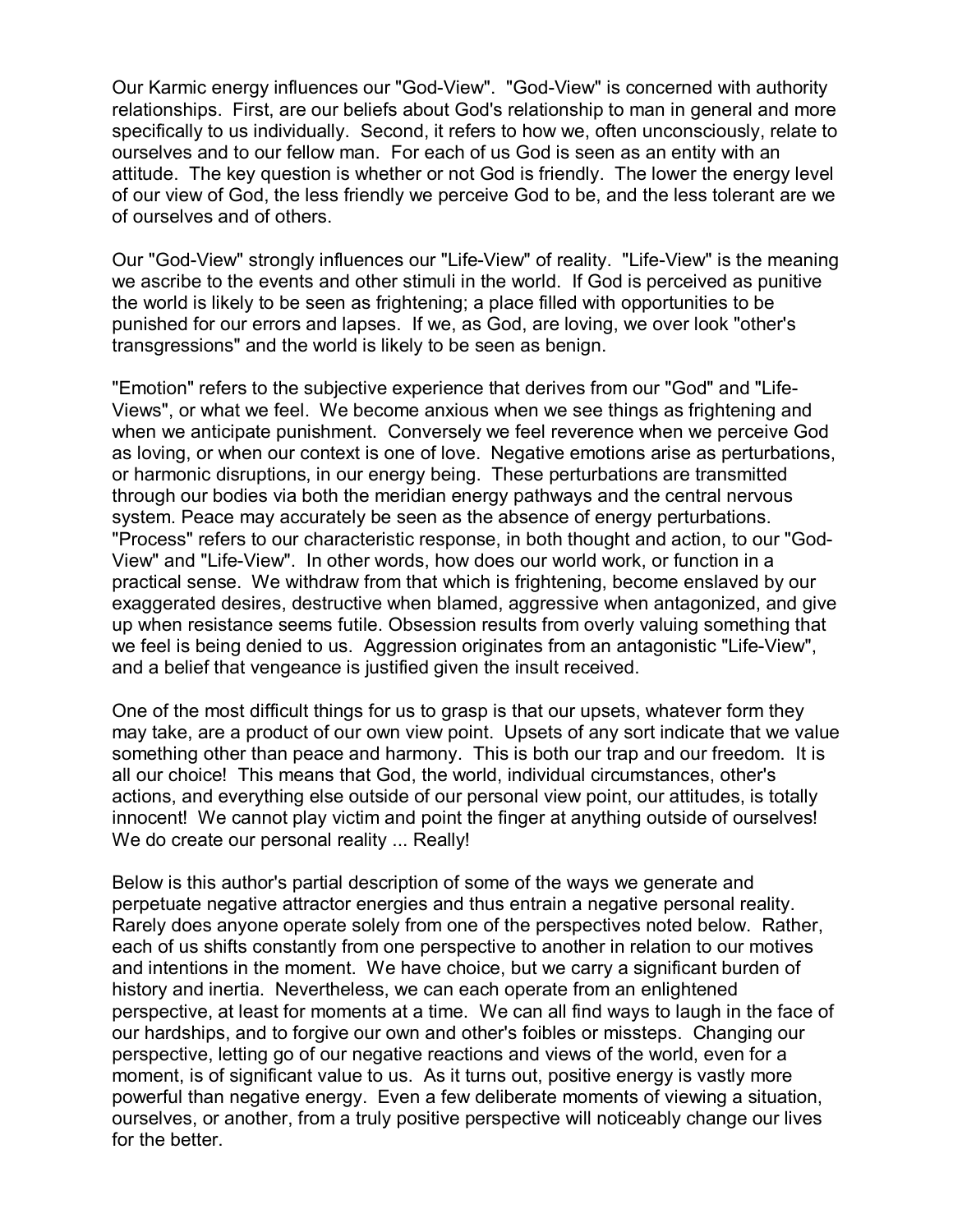Our Karmic energy influences our "God-View". "God-View" is concerned with authority relationships. First, are our beliefs about God's relationship to man in general and more specifically to us individually. Second, it refers to how we, often unconsciously, relate to ourselves and to our fellow man. For each of us God is seen as an entity with an attitude. The key question is whether or not God is friendly. The lower the energy level of our view of God, the less friendly we perceive God to be, and the less tolerant are we of ourselves and of others.

Our "God-View" strongly influences our "Life-View" of reality. "Life-View" is the meaning we ascribe to the events and other stimuli in the world. If God is perceived as punitive the world is likely to be seen as frightening; a place filled with opportunities to be punished for our errors and lapses. If we, as God, are loving, we over look "other's transgressions" and the world is likely to be seen as benign.

"Emotion" refers to the subjective experience that derives from our "God" and "Life-Views", or what we feel. We become anxious when we see things as frightening and when we anticipate punishment. Conversely we feel reverence when we perceive God as loving, or when our context is one of love. Negative emotions arise as perturbations, or harmonic disruptions, in our energy being. These perturbations are transmitted through our bodies via both the meridian energy pathways and the central nervous system. Peace may accurately be seen as the absence of energy perturbations. "Process" refers to our characteristic response, in both thought and action, to our "God-View" and "Life-View". In other words, how does our world work, or function in a practical sense. We withdraw from that which is frightening, become enslaved by our exaggerated desires, destructive when blamed, aggressive when antagonized, and give up when resistance seems futile. Obsession results from overly valuing something that we feel is being denied to us. Aggression originates from an antagonistic "Life-View", and a belief that vengeance is justified given the insult received.

One of the most difficult things for us to grasp is that our upsets, whatever form they may take, are a product of our own view point. Upsets of any sort indicate that we value something other than peace and harmony. This is both our trap and our freedom. It is all our choice! This means that God, the world, individual circumstances, other's actions, and everything else outside of our personal view point, our attitudes, is totally innocent! We cannot play victim and point the finger at anything outside of ourselves! We do create our personal reality ... Really!

Below is this author's partial description of some of the ways we generate and perpetuate negative attractor energies and thus entrain a negative personal reality. Rarely does anyone operate solely from one of the perspectives noted below. Rather, each of us shifts constantly from one perspective to another in relation to our motives and intentions in the moment. We have choice, but we carry a significant burden of history and inertia. Nevertheless, we can each operate from an enlightened perspective, at least for moments at a time. We can all find ways to laugh in the face of our hardships, and to forgive our own and other's foibles or missteps. Changing our perspective, letting go of our negative reactions and views of the world, even for a moment, is of significant value to us. As it turns out, positive energy is vastly more powerful than negative energy. Even a few deliberate moments of viewing a situation, ourselves, or another, from a truly positive perspective will noticeably change our lives for the better.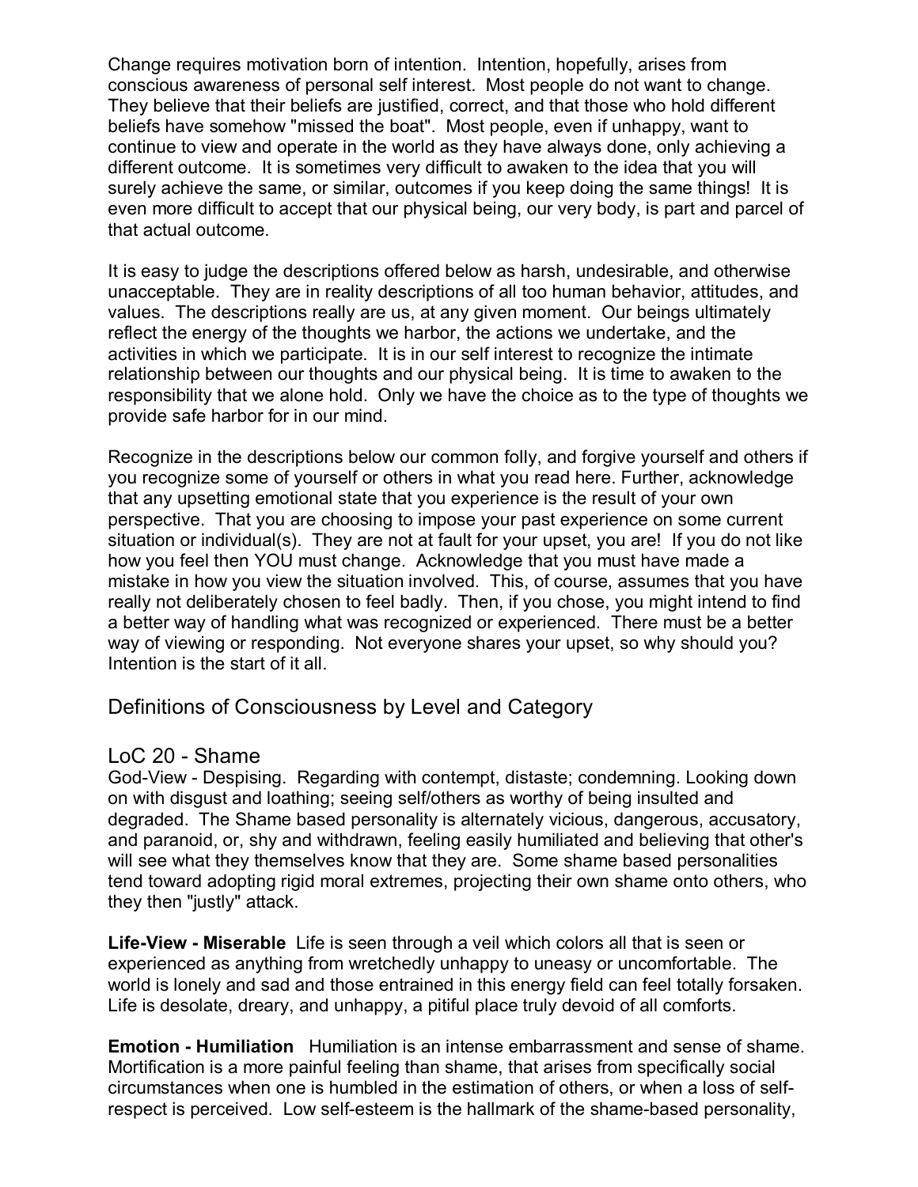Change requires motivation born of intention. Intention, hopefully, arises from conscious awareness of personal self interest. Most people do not want to change. They believe that their beliefs are justified, correct, and that those who hold different beliefs have somehow "missed the boat". Most people, even if unhappy, want to continue to view and operate in the world as they have always done, only achieving a different outcome. It is sometimes very difficult to awaken to the idea that you will surely achieve the same, or similar, outcomes if you keep doing the same things! It is even more difficult to accept that our physical being, our very body, is part and parcel of that actual outcome.

It is easy to judge the descriptions offered below as harsh, undesirable, and otherwise unacceptable. They are in reality descriptions of all too human behavior, attitudes, and values. The descriptions really are us, at any given moment. Our beings ultimately reflect the energy of the thoughts we harbor, the actions we undertake, and the activities in which we participate. It is in our self interest to recognize the intimate relationship between our thoughts and our physical being. It is time to awaken to the responsibility that we alone hold. Only we have the choice as to the type of thoughts we provide safe harbor for in our mind.

Recognize in the descriptions below our common folly, and forgive yourself and others if you recognize some of yourself or others in what you read here. Further, acknowledge that any upsetting emotional state that you experience is the result of your own perspective. That you are choosing to impose your past experience on some current situation or individual(s). They are not at fault for your upset, you are! If you do not like how you feel then YOU must change. Acknowledge that you must have made a mistake in how you view the situation involved. This, of course, assumes that you have really not deliberately chosen to feel badly. Then, if you chose, you might intend to find a better way of handling what was recognized or experienced. There must be a better way of viewing or responding. Not everyone shares your upset, so why should you? Intention is the start of it all.

## Definitions of Consciousness by Level and Category

## LoC 20 - Shame

God-View - Despising. Regarding with contempt, distaste; condemning. Looking down on with disgust and loathing; seeing self/others as worthy of being insulted and degraded. The Shame based personality is alternately vicious, dangerous, accusatory, and paranoid, or, shy and withdrawn, feeling easily humiliated and believing that other's will see what they themselves know that they are. Some shame based personalities tend toward adopting rigid moral extremes, projecting their own shame onto others, who they then "justly" attack.

**Life-View - Miserable** Life is seen through a veil which colors all that is seen or experienced as anything from wretchedly unhappy to uneasy or uncomfortable. The world is lonely and sad and those entrained in this energy field can feel totally forsaken. Life is desolate, dreary, and unhappy, a pitiful place truly devoid of all comforts.

**Emotion - Humiliation** Humiliation is an intense embarrassment and sense of shame. Mortification is a more painful feeling than shame, that arises from specifically social circumstances when one is humbled in the estimation of others, or when a loss of self-respect is perceived. Low self-esteem is the hallmark of the shame-based personality,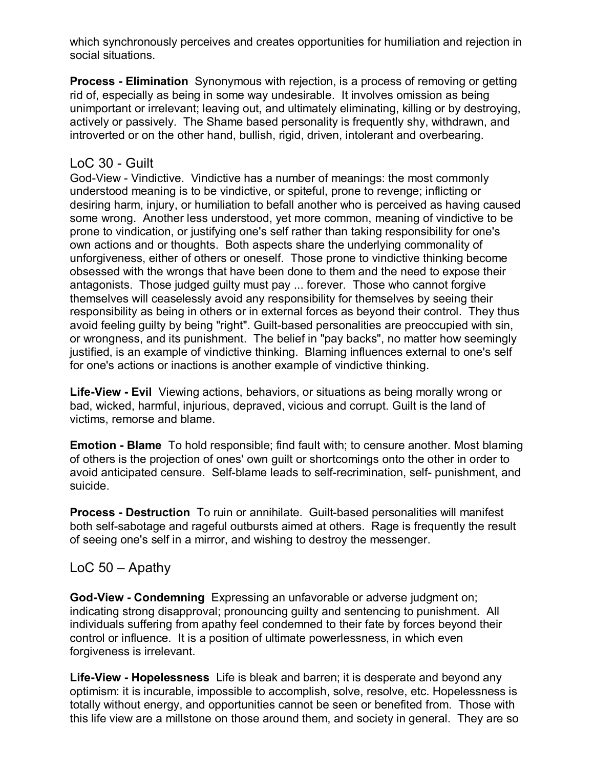which synchronously perceives and creates opportunities for humiliation and rejection in social situations.

**Process - Elimination** Synonymous with rejection, is a process of removing or getting rid of, especially as being in some way undesirable. It involves omission as being unimportant or irrelevant; leaving out, and ultimately eliminating, killing or by destroying, actively or passively. The Shame based personality is frequently shy, withdrawn, and introverted or on the other hand, bullish, rigid, driven, intolerant and overbearing.

## LoC 30 - Guilt

God-View - Vindictive. Vindictive has a number of meanings: the most commonly understood meaning is to be vindictive, or spiteful, prone to revenge; inflicting or desiring harm, injury, or humiliation to befall another who is perceived as having caused some wrong. Another less understood, yet more common, meaning of vindictive to be prone to vindication, or justifying one's self rather than taking responsibility for one's own actions and or thoughts. Both aspects share the underlying commonality of unforgiveness, either of others or oneself. Those prone to vindictive thinking become obsessed with the wrongs that have been done to them and the need to expose their antagonists. Those judged guilty must pay ... forever. Those who cannot forgive themselves will ceaselessly avoid any responsibility for themselves by seeing their responsibility as being in others or in external forces as beyond their control. They thus avoid feeling guilty by being "right". Guilt-based personalities are preoccupied with sin, or wrongness, and its punishment. The belief in "pay backs", no matter how seemingly justified, is an example of vindictive thinking. Blaming influences external to one's self for one's actions or inactions is another example of vindictive thinking.

**Life-View - Evil** Viewing actions, behaviors, or situations as being morally wrong or bad, wicked, harmful, injurious, depraved, vicious and corrupt. Guilt is the land of victims, remorse and blame.

**Emotion - Blame** To hold responsible; find fault with; to censure another. Most blaming of others is the projection of ones' own guilt or shortcomings onto the other in order to avoid anticipated censure. Self-blame leads to self-recrimination, self- punishment, and suicide.

**Process - Destruction** To ruin or annihilate. Guilt-based personalities will manifest both self-sabotage and rageful outbursts aimed at others. Rage is frequently the result of seeing one's self in a mirror, and wishing to destroy the messenger.

## LoC 50 – Apathy

**God-View - Condemning** Expressing an unfavorable or adverse judgment on; indicating strong disapproval; pronouncing guilty and sentencing to punishment. All individuals suffering from apathy feel condemned to their fate by forces beyond their control or influence. It is a position of ultimate powerlessness, in which even forgiveness is irrelevant.

**Life-View - Hopelessness** Life is bleak and barren; it is desperate and beyond any optimism: it is incurable, impossible to accomplish, solve, resolve, etc. Hopelessness is totally without energy, and opportunities cannot be seen or benefited from. Those with this life view are a millstone on those around them, and society in general. They are so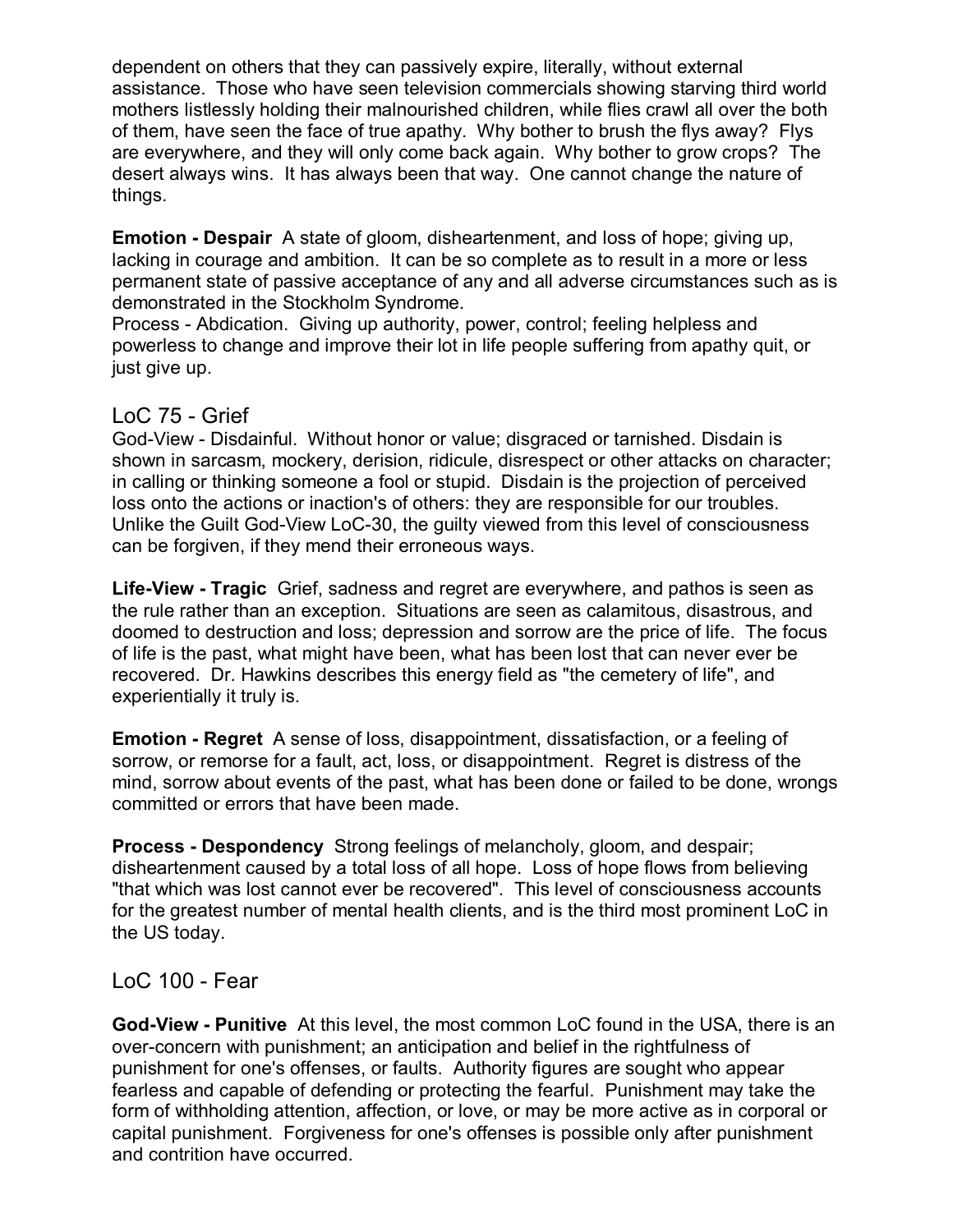dependent on others that they can passively expire, literally, without external assistance. Those who have seen television commercials showing starving third world mothers listlessly holding their malnourished children, while flies crawl all over the both of them, have seen the face of true apathy. Why bother to brush the flys away? Flys are everywhere, and they will only come back again. Why bother to grow crops? The desert always wins. It has always been that way. One cannot change the nature of things.

**Emotion - Despair** A state of gloom, disheartenment, and loss of hope; giving up, lacking in courage and ambition. It can be so complete as to result in a more or less permanent state of passive acceptance of any and all adverse circumstances such as is demonstrated in the Stockholm Syndrome.
Process - Abdication. Giving up authority, power, control; feeling helpless and powerless to change and improve their lot in life people suffering from apathy quit, or just give up.

## LoC 75 - Grief

God-View - Disdainful. Without honor or value; disgraced or tarnished. Disdain is shown in sarcasm, mockery, derision, ridicule, disrespect or other attacks on character; in calling or thinking someone a fool or stupid. Disdain is the projection of perceived loss onto the actions or inaction's of others: they are responsible for our troubles. Unlike the Guilt God-View LoC-30, the guilty viewed from this level of consciousness can be forgiven, if they mend their erroneous ways.

**Life-View - Tragic** Grief, sadness and regret are everywhere, and pathos is seen as the rule rather than an exception. Situations are seen as calamitous, disastrous, and doomed to destruction and loss; depression and sorrow are the price of life. The focus of life is the past, what might have been, what has been lost that can never ever be recovered. Dr. Hawkins describes this energy field as "the cemetery of life", and experientially it truly is.

**Emotion - Regret** A sense of loss, disappointment, dissatisfaction, or a feeling of sorrow, or remorse for a fault, act, loss, or disappointment. Regret is distress of the mind, sorrow about events of the past, what has been done or failed to be done, wrongs committed or errors that have been made.

**Process - Despondency** Strong feelings of melancholy, gloom, and despair; disheartenment caused by a total loss of all hope. Loss of hope flows from believing "that which was lost cannot ever be recovered". This level of consciousness accounts for the greatest number of mental health clients, and is the third most prominent LoC in the US today.

## LoC 100 - Fear

**God-View - Punitive** At this level, the most common LoC found in the USA, there is an over-concern with punishment; an anticipation and belief in the rightfulness of punishment for one's offenses, or faults. Authority figures are sought who appear fearless and capable of defending or protecting the fearful. Punishment may take the form of withholding attention, affection, or love, or may be more active as in corporal or capital punishment. Forgiveness for one's offenses is possible only after punishment and contrition have occurred.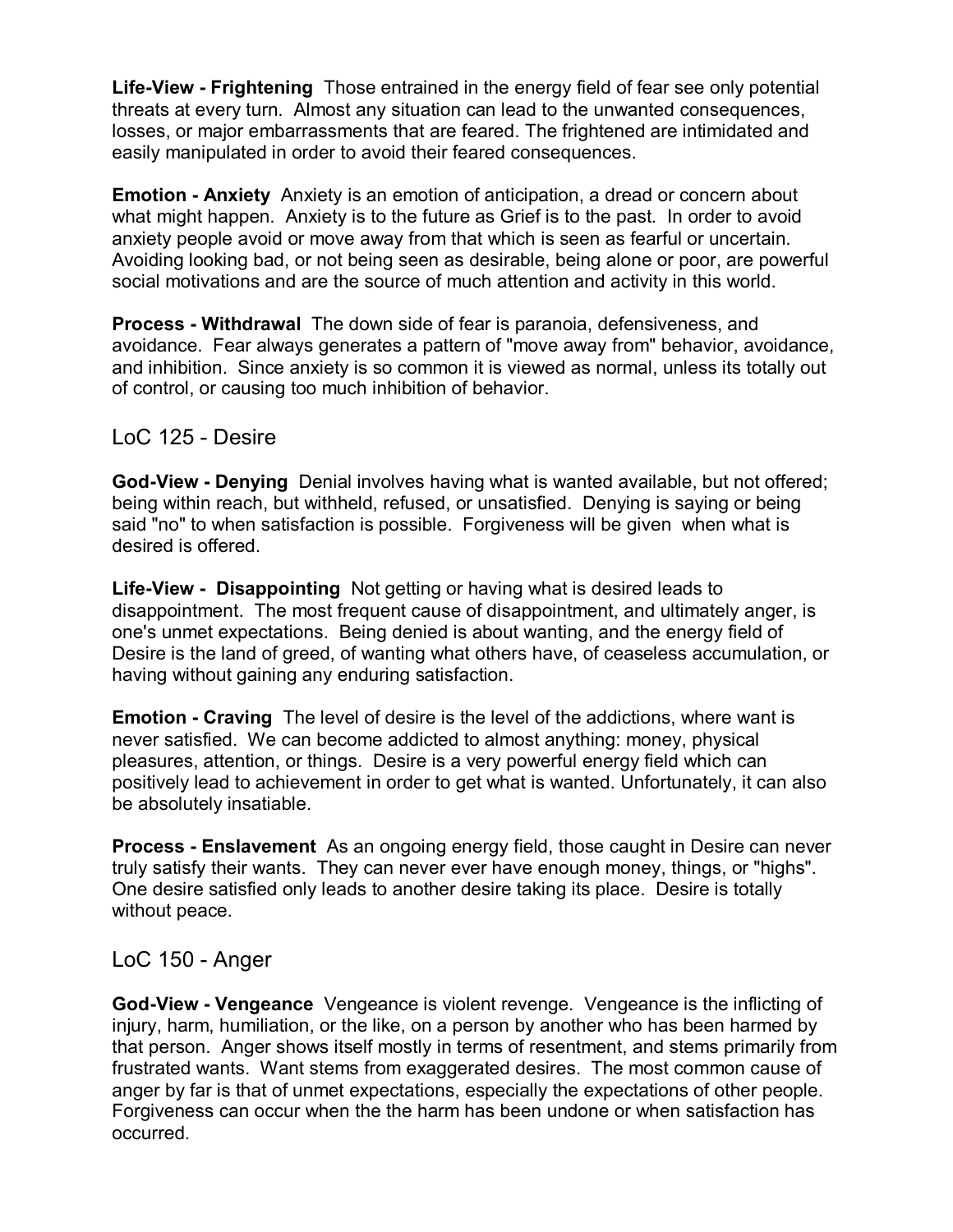**Life-View - Frightening** Those entrained in the energy field of fear see only potential threats at every turn. Almost any situation can lead to the unwanted consequences, losses, or major embarrassments that are feared. The frightened are intimidated and easily manipulated in order to avoid their feared consequences.

**Emotion - Anxiety** Anxiety is an emotion of anticipation, a dread or concern about what might happen. Anxiety is to the future as Grief is to the past. In order to avoid anxiety people avoid or move away from that which is seen as fearful or uncertain. Avoiding looking bad, or not being seen as desirable, being alone or poor, are powerful social motivations and are the source of much attention and activity in this world.

**Process - Withdrawal** The down side of fear is paranoia, defensiveness, and avoidance. Fear always generates a pattern of "move away from" behavior, avoidance, and inhibition. Since anxiety is so common it is viewed as normal, unless its totally out of control, or causing too much inhibition of behavior.

## LoC 125 - Desire

**God-View - Denying** Denial involves having what is wanted available, but not offered; being within reach, but withheld, refused, or unsatisfied. Denying is saying or being said "no" to when satisfaction is possible. Forgiveness will be given when what is desired is offered.

**Life-View - Disappointing** Not getting or having what is desired leads to disappointment. The most frequent cause of disappointment, and ultimately anger, is one's unmet expectations. Being denied is about wanting, and the energy field of Desire is the land of greed, of wanting what others have, of ceaseless accumulation, or having without gaining any enduring satisfaction.

**Emotion - Craving** The level of desire is the level of the addictions, where want is never satisfied. We can become addicted to almost anything: money, physical pleasures, attention, or things. Desire is a very powerful energy field which can positively lead to achievement in order to get what is wanted. Unfortunately, it can also be absolutely insatiable.

**Process - Enslavement** As an ongoing energy field, those caught in Desire can never truly satisfy their wants. They can never ever have enough money, things, or "highs". One desire satisfied only leads to another desire taking its place. Desire is totally without peace.

## LoC 150 - Anger

**God-View - Vengeance** Vengeance is violent revenge. Vengeance is the inflicting of injury, harm, humiliation, or the like, on a person by another who has been harmed by that person. Anger shows itself mostly in terms of resentment, and stems primarily from frustrated wants. Want stems from exaggerated desires. The most common cause of anger by far is that of unmet expectations, especially the expectations of other people. Forgiveness can occur when the the harm has been undone or when satisfaction has occurred.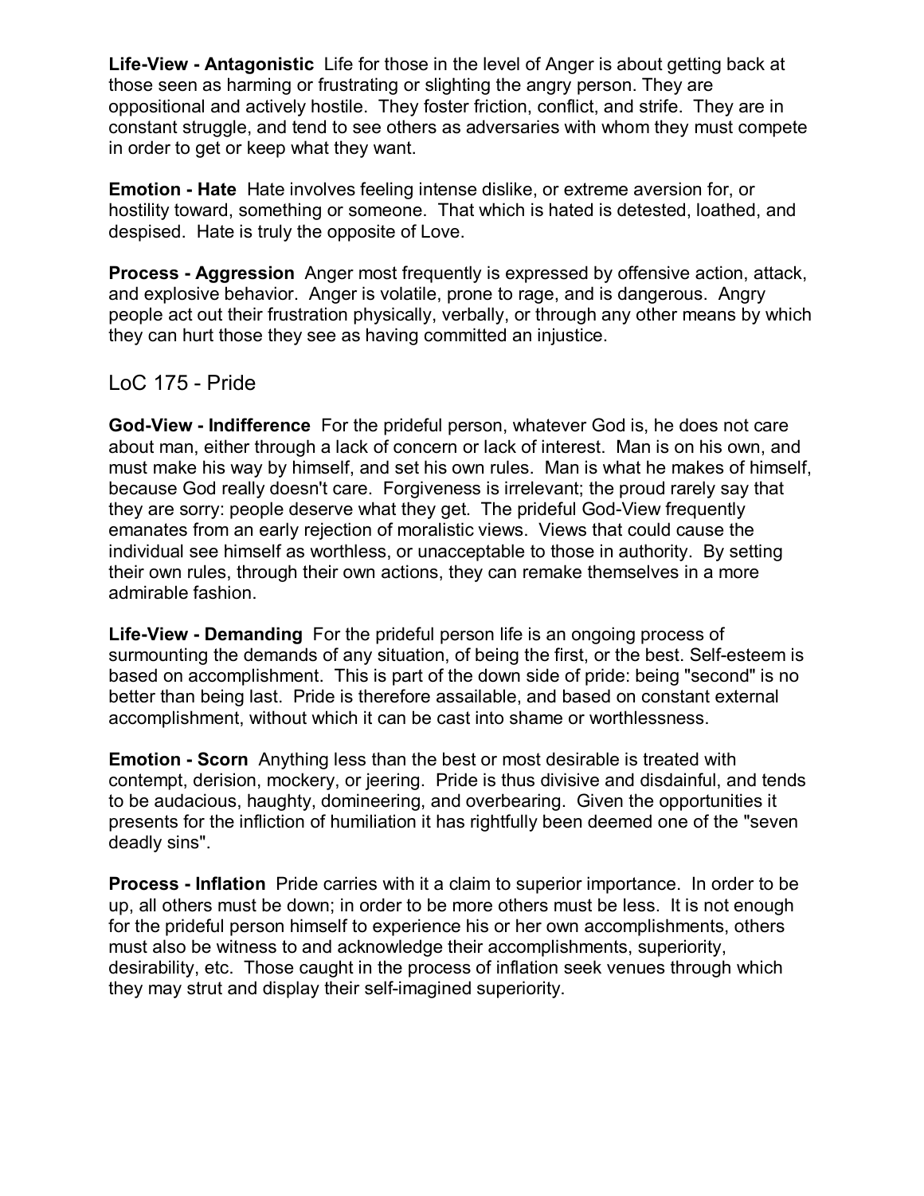**Life-View - Antagonistic** Life for those in the level of Anger is about getting back at those seen as harming or frustrating or slighting the angry person. They are oppositional and actively hostile. They foster friction, conflict, and strife. They are in constant struggle, and tend to see others as adversaries with whom they must compete in order to get or keep what they want.

**Emotion - Hate** Hate involves feeling intense dislike, or extreme aversion for, or hostility toward, something or someone. That which is hated is detested, loathed, and despised. Hate is truly the opposite of Love.

**Process - Aggression** Anger most frequently is expressed by offensive action, attack, and explosive behavior. Anger is volatile, prone to rage, and is dangerous. Angry people act out their frustration physically, verbally, or through any other means by which they can hurt those they see as having committed an injustice.

## LoC 175 - Pride

**God-View - Indifference** For the prideful person, whatever God is, he does not care about man, either through a lack of concern or lack of interest. Man is on his own, and must make his way by himself, and set his own rules. Man is what he makes of himself, because God really doesn't care. Forgiveness is irrelevant; the proud rarely say that they are sorry: people deserve what they get. The prideful God-View frequently emanates from an early rejection of moralistic views. Views that could cause the individual see himself as worthless, or unacceptable to those in authority. By setting their own rules, through their own actions, they can remake themselves in a more admirable fashion.

**Life-View - Demanding** For the prideful person life is an ongoing process of surmounting the demands of any situation, of being the first, or the best. Self-esteem is based on accomplishment. This is part of the down side of pride: being "second" is no better than being last. Pride is therefore assailable, and based on constant external accomplishment, without which it can be cast into shame or worthlessness.

**Emotion - Scorn** Anything less than the best or most desirable is treated with contempt, derision, mockery, or jeering. Pride is thus divisive and disdainful, and tends to be audacious, haughty, domineering, and overbearing. Given the opportunities it presents for the infliction of humiliation it has rightfully been deemed one of the "seven deadly sins".

**Process - Inflation** Pride carries with it a claim to superior importance. In order to be up, all others must be down; in order to be more others must be less. It is not enough for the prideful person himself to experience his or her own accomplishments, others must also be witness to and acknowledge their accomplishments, superiority, desirability, etc. Those caught in the process of inflation seek venues through which they may strut and display their self-imagined superiority.